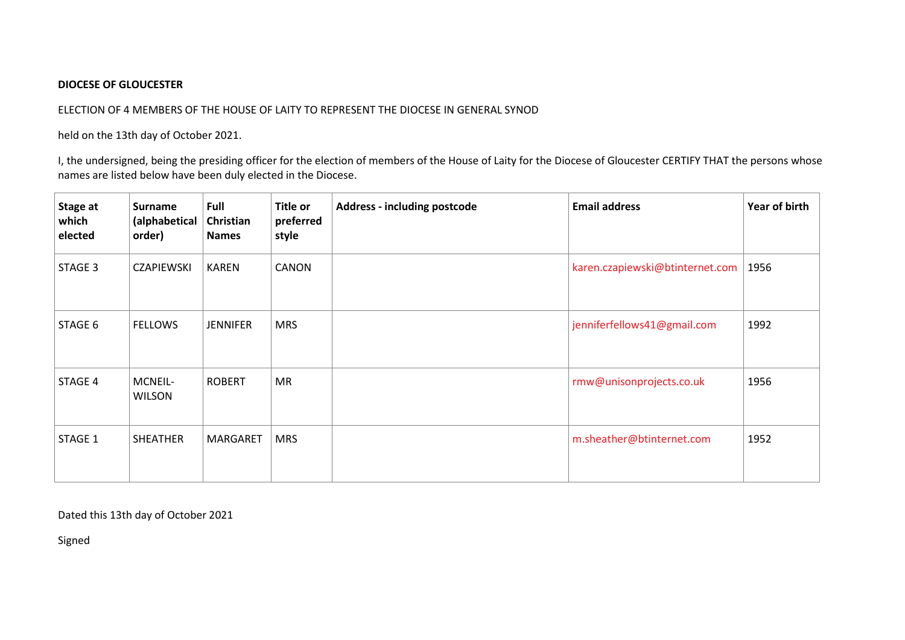**DIOCESE OF GLOUCESTER**

ELECTION OF 4 MEMBERS OF THE HOUSE OF LAITY TO REPRESENT THE DIOCESE IN GENERAL SYNOD

held on the 13th day of October 2021.

I, the undersigned, being the presiding officer for the election of members of the House of Laity for the Diocese of Gloucester CERTIFY THAT the persons whose names are listed below have been duly elected in the Diocese.

| Stage at which elected | Surname (alphabetical order) | Full Christian Names | Title or preferred style | Address - including postcode | Email address | Year of birth |
|---|---|---|---|---|---|---|
| STAGE 3 | CZAPIEWSKI | KAREN | CANON | | karen.czapiewski@btinternet.com | 1956 |
| STAGE 6 | FELLOWS | JENNIFER | MRS | | jenniferfellows41@gmail.com | 1992 |
| STAGE 4 | MCNEIL-WILSON | ROBERT | MR | | rmw@unisonprojects.co.uk | 1956 |
| STAGE 1 | SHEATHER | MARGARET | MRS | | m.sheather@btinternet.com | 1952 |

Dated this 13th day of October 2021

Signed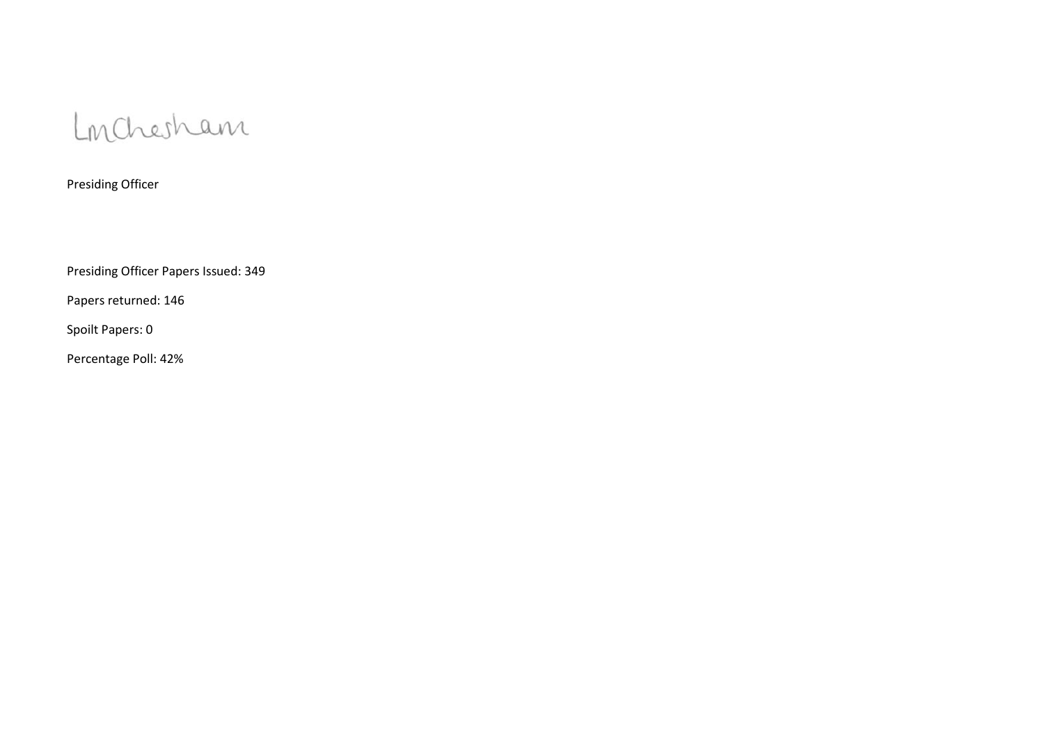LmChesham

Presiding Officer

Presiding Officer Papers Issued: 349

Papers returned: 146

Spoilt Papers: 0

Percentage Poll: 42%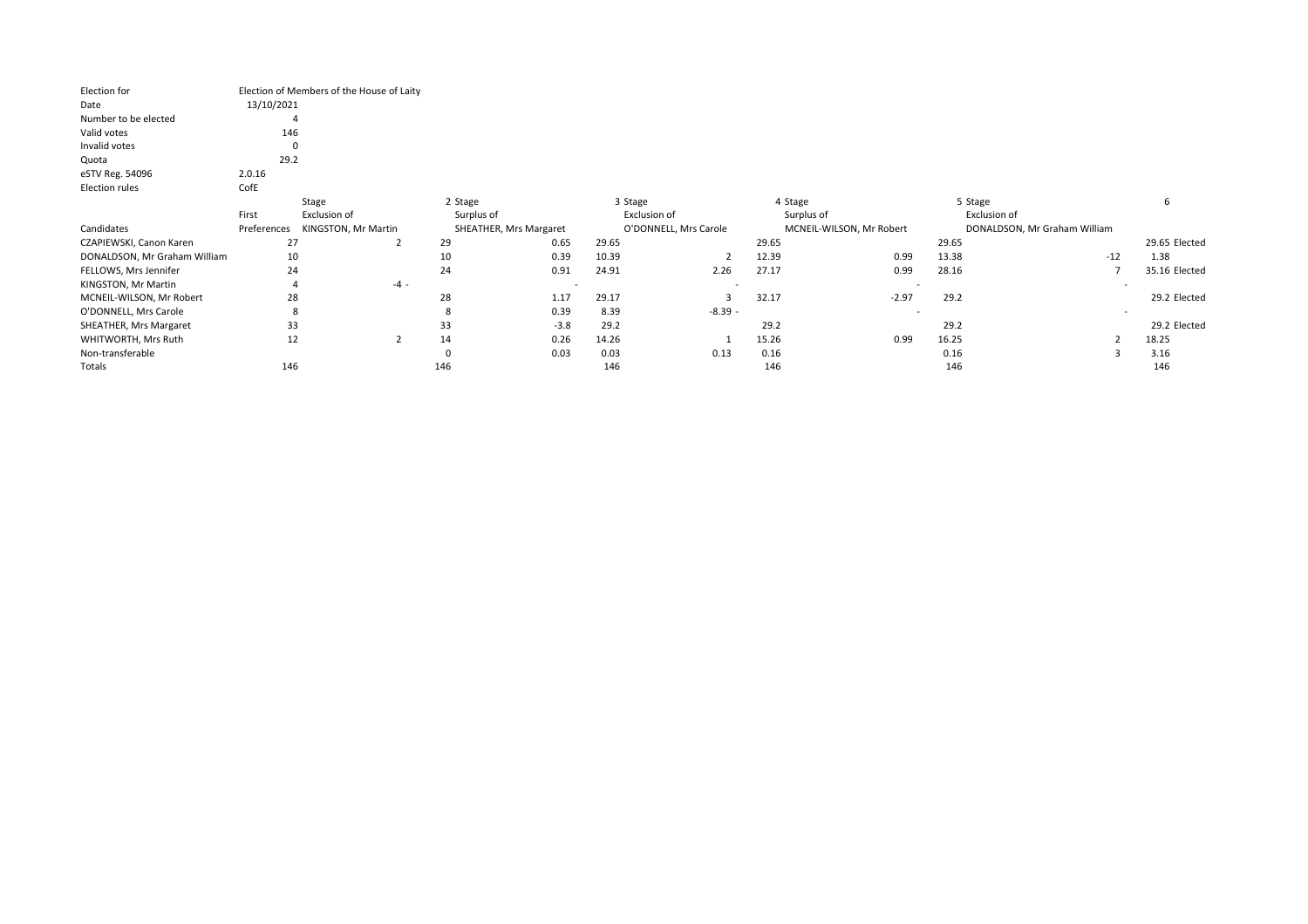| | |
|---|---|
| Election for | Election of Members of the House of Laity |
| Date | 13/10/2021 |
| Number to be elected | 4 |
| Valid votes | 146 |
| Invalid votes | 0 |
| Quota | 29.2 |
| eSTV Reg. 54096 | 2.0.16 |
| Election rules | CofE |

| | | Stage | 2 Stage | | 3 Stage | | 4 Stage | | 5 Stage | | 6 | |
|---|---|---|---|---|---|---|---|---|---|---|---|---|
| | First | Exclusion of | | Surplus of | | Exclusion of | | Surplus of | | Exclusion of | | |
| Candidates | Preferences | KINGSTON, Mr Martin | | SHEATHER, Mrs Margaret | | O'DONNELL, Mrs Carole | | MCNEIL-WILSON, Mr Robert | | DONALDSON, Mr Graham William | | |
| CZAPIEWSKI, Canon Karen | 27 | 2 | 29 | 0.65 | 29.65 | | 29.65 | | 29.65 | | 29.65 | Elected |
| DONALDSON, Mr Graham William | 10 | | 10 | 0.39 | 10.39 | 2 | 12.39 | 0.99 | 13.38 | -12 | 1.38 | |
| FELLOWS, Mrs Jennifer | 24 | | 24 | 0.91 | 24.91 | 2.26 | 27.17 | 0.99 | 28.16 | 7 | 35.16 | Elected |
| KINGSTON, Mr Martin | 4 | -4 | - | - | | - | | - | | - | | |
| MCNEIL-WILSON, Mr Robert | 28 | | 28 | 1.17 | 29.17 | 3 | 32.17 | -2.97 | 29.2 | | 29.2 | Elected |
| O'DONNELL, Mrs Carole | 8 | | 8 | 0.39 | 8.39 | -8.39 | - | - | | - | | |
| SHEATHER, Mrs Margaret | 33 | | 33 | -3.8 | 29.2 | | 29.2 | | 29.2 | | 29.2 | Elected |
| WHITWORTH, Mrs Ruth | 12 | 2 | 14 | 0.26 | 14.26 | 1 | 15.26 | 0.99 | 16.25 | 2 | 18.25 | |
| Non-transferable | | | 0 | 0.03 | 0.03 | 0.13 | 0.16 | | 0.16 | 3 | 3.16 | |
| Totals | 146 | | 146 | | 146 | | 146 | | 146 | | 146 | |